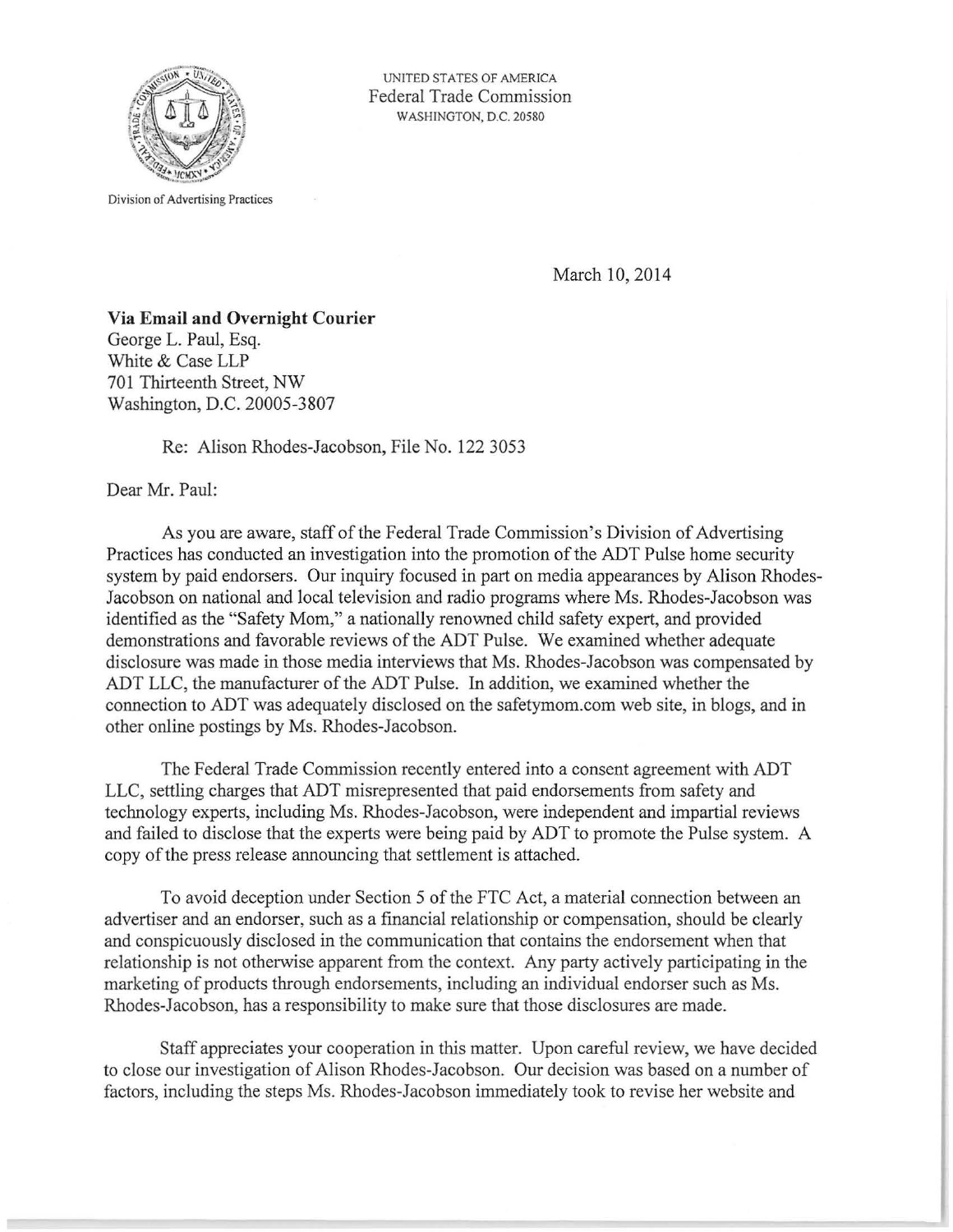UNITED STATES OF AMERICA
Federal Trade Commission
WASHINGTON, D.C. 20580

Division of Advertising Practices

March 10, 2014

**Via Email and Overnight Courier**
George L. Paul, Esq.
White & Case LLP
701 Thirteenth Street, NW
Washington, D.C. 20005-3807

Re: Alison Rhodes-Jacobson, File No. 122 3053

Dear Mr. Paul:

As you are aware, staff of the Federal Trade Commission's Division of Advertising Practices has conducted an investigation into the promotion of the ADT Pulse home security system by paid endorsers. Our inquiry focused in part on media appearances by Alison Rhodes-Jacobson on national and local television and radio programs where Ms. Rhodes-Jacobson was identified as the "Safety Mom," a nationally renowned child safety expert, and provided demonstrations and favorable reviews of the ADT Pulse. We examined whether adequate disclosure was made in those media interviews that Ms. Rhodes-Jacobson was compensated by ADT LLC, the manufacturer of the ADT Pulse. In addition, we examined whether the connection to ADT was adequately disclosed on the safetymom.com web site, in blogs, and in other online postings by Ms. Rhodes-Jacobson.

The Federal Trade Commission recently entered into a consent agreement with ADT LLC, settling charges that ADT misrepresented that paid endorsements from safety and technology experts, including Ms. Rhodes-Jacobson, were independent and impartial reviews and failed to disclose that the experts were being paid by ADT to promote the Pulse system. A copy of the press release announcing that settlement is attached.

To avoid deception under Section 5 of the FTC Act, a material connection between an advertiser and an endorser, such as a financial relationship or compensation, should be clearly and conspicuously disclosed in the communication that contains the endorsement when that relationship is not otherwise apparent from the context. Any party actively participating in the marketing of products through endorsements, including an individual endorser such as Ms. Rhodes-Jacobson, has a responsibility to make sure that those disclosures are made.

Staff appreciates your cooperation in this matter. Upon careful review, we have decided to close our investigation of Alison Rhodes-Jacobson. Our decision was based on a number of factors, including the steps Ms. Rhodes-Jacobson immediately took to revise her website and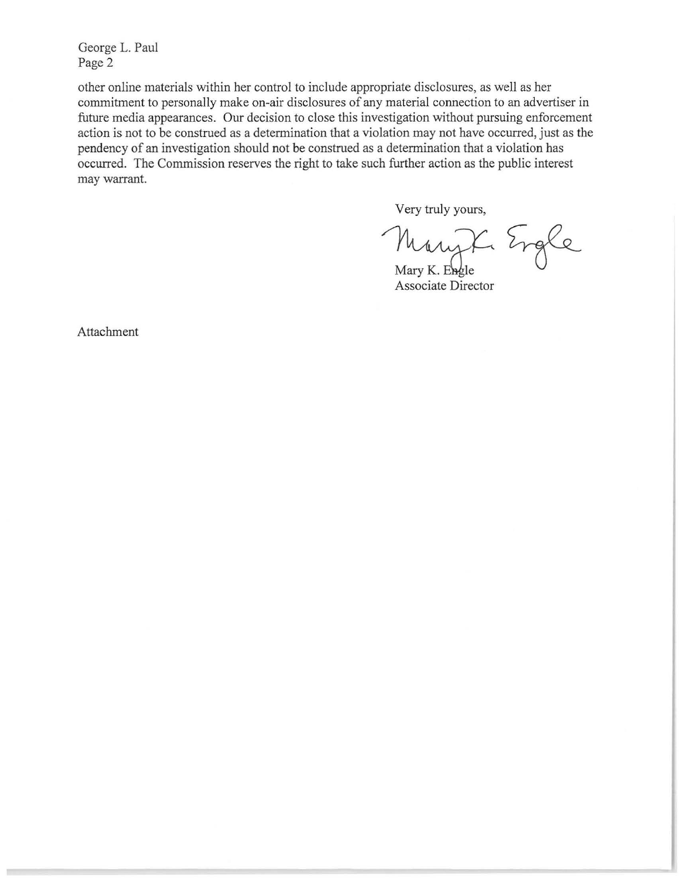other online materials within her control to include appropriate disclosures, as well as her commitment to personally make on-air disclosures of any material connection to an advertiser in future media appearances. Our decision to close this investigation without pursuing enforcement action is not to be construed as a determination that a violation may not have occurred, just as the pendency of an investigation should not be construed as a determination that a violation has occurred. The Commission reserves the right to take such further action as the public interest may warrant.

Very truly yours,

Mary K. Engle
Associate Director

Attachment